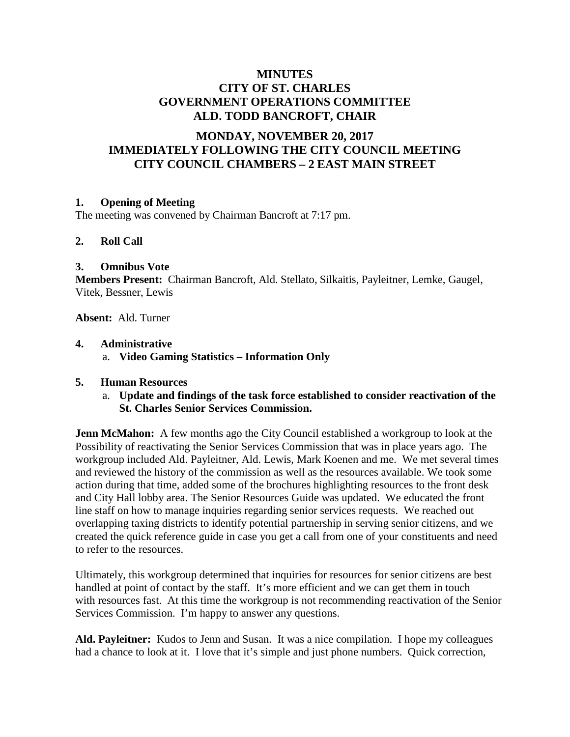# MINUTES
# CITY OF ST. CHARLES
# GOVERNMENT OPERATIONS COMMITTEE
# ALD. TODD BANCROFT, CHAIR

## MONDAY, NOVEMBER 20, 2017
## IMMEDIATELY FOLLOWING THE CITY COUNCIL MEETING
## CITY COUNCIL CHAMBERS – 2 EAST MAIN STREET

### 1. Opening of Meeting

The meeting was convened by Chairman Bancroft at 7:17 pm.

### 2. Roll Call

### 3. Omnibus Vote

**Members Present:** Chairman Bancroft, Ald. Stellato, Silkaitis, Payleitner, Lemke, Gaugel, Vitek, Bessner, Lewis

**Absent:** Ald. Turner

### 4. Administrative

a. **Video Gaming Statistics – Information Only**

### 5. Human Resources

a. **Update and findings of the task force established to consider reactivation of the St. Charles Senior Services Commission.**

**Jenn McMahon:** A few months ago the City Council established a workgroup to look at the Possibility of reactivating the Senior Services Commission that was in place years ago. The workgroup included Ald. Payleitner, Ald. Lewis, Mark Koenen and me. We met several times and reviewed the history of the commission as well as the resources available. We took some action during that time, added some of the brochures highlighting resources to the front desk and City Hall lobby area. The Senior Resources Guide was updated. We educated the front line staff on how to manage inquiries regarding senior services requests. We reached out overlapping taxing districts to identify potential partnership in serving senior citizens, and we created the quick reference guide in case you get a call from one of your constituents and need to refer to the resources.

Ultimately, this workgroup determined that inquiries for resources for senior citizens are best handled at point of contact by the staff. It's more efficient and we can get them in touch with resources fast. At this time the workgroup is not recommending reactivation of the Senior Services Commission. I'm happy to answer any questions.

**Ald. Payleitner:** Kudos to Jenn and Susan. It was a nice compilation. I hope my colleagues had a chance to look at it. I love that it's simple and just phone numbers. Quick correction,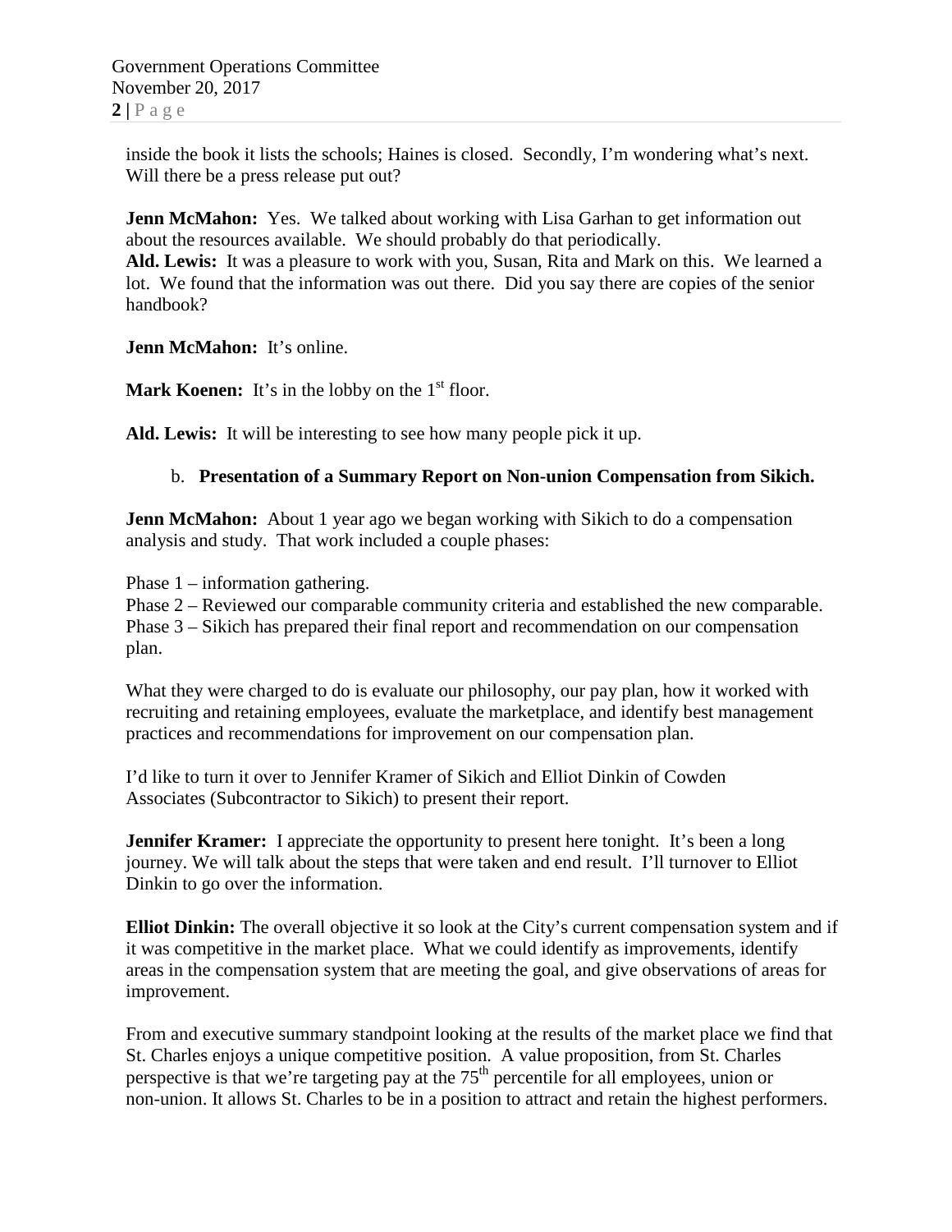inside the book it lists the schools; Haines is closed. Secondly, I'm wondering what's next. Will there be a press release put out?

**Jenn McMahon:** Yes. We talked about working with Lisa Garhan to get information out about the resources available. We should probably do that periodically.

**Ald. Lewis:** It was a pleasure to work with you, Susan, Rita and Mark on this. We learned a lot. We found that the information was out there. Did you say there are copies of the senior handbook?

**Jenn McMahon:** It's online.

**Mark Koenen:** It's in the lobby on the 1st floor.

**Ald. Lewis:** It will be interesting to see how many people pick it up.

b. **Presentation of a Summary Report on Non-union Compensation from Sikich.**

**Jenn McMahon:** About 1 year ago we began working with Sikich to do a compensation analysis and study. That work included a couple phases:

Phase 1 – information gathering.
Phase 2 – Reviewed our comparable community criteria and established the new comparable.
Phase 3 – Sikich has prepared their final report and recommendation on our compensation plan.

What they were charged to do is evaluate our philosophy, our pay plan, how it worked with recruiting and retaining employees, evaluate the marketplace, and identify best management practices and recommendations for improvement on our compensation plan.

I'd like to turn it over to Jennifer Kramer of Sikich and Elliot Dinkin of Cowden Associates (Subcontractor to Sikich) to present their report.

**Jennifer Kramer:** I appreciate the opportunity to present here tonight. It's been a long journey. We will talk about the steps that were taken and end result. I'll turnover to Elliot Dinkin to go over the information.

**Elliot Dinkin:** The overall objective it so look at the City's current compensation system and if it was competitive in the market place. What we could identify as improvements, identify areas in the compensation system that are meeting the goal, and give observations of areas for improvement.

From and executive summary standpoint looking at the results of the market place we find that St. Charles enjoys a unique competitive position. A value proposition, from St. Charles perspective is that we're targeting pay at the 75th percentile for all employees, union or non-union. It allows St. Charles to be in a position to attract and retain the highest performers.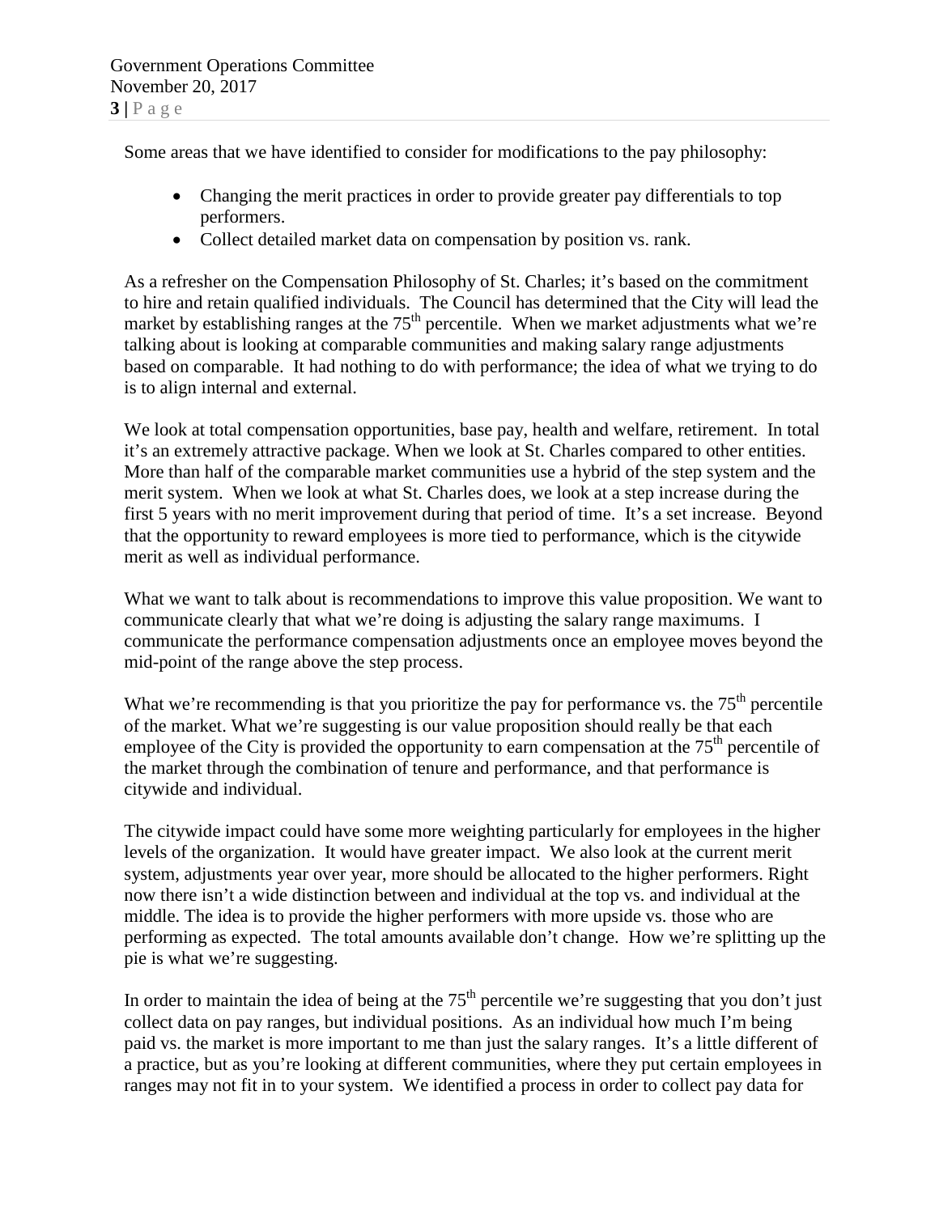Some areas that we have identified to consider for modifications to the pay philosophy:

- Changing the merit practices in order to provide greater pay differentials to top performers.
- Collect detailed market data on compensation by position vs. rank.

As a refresher on the Compensation Philosophy of St. Charles; it's based on the commitment to hire and retain qualified individuals. The Council has determined that the City will lead the market by establishing ranges at the 75th percentile. When we market adjustments what we're talking about is looking at comparable communities and making salary range adjustments based on comparable. It had nothing to do with performance; the idea of what we trying to do is to align internal and external.

We look at total compensation opportunities, base pay, health and welfare, retirement. In total it's an extremely attractive package. When we look at St. Charles compared to other entities. More than half of the comparable market communities use a hybrid of the step system and the merit system. When we look at what St. Charles does, we look at a step increase during the first 5 years with no merit improvement during that period of time. It's a set increase. Beyond that the opportunity to reward employees is more tied to performance, which is the citywide merit as well as individual performance.

What we want to talk about is recommendations to improve this value proposition. We want to communicate clearly that what we're doing is adjusting the salary range maximums. I communicate the performance compensation adjustments once an employee moves beyond the mid-point of the range above the step process.

What we're recommending is that you prioritize the pay for performance vs. the 75th percentile of the market. What we're suggesting is our value proposition should really be that each employee of the City is provided the opportunity to earn compensation at the 75th percentile of the market through the combination of tenure and performance, and that performance is citywide and individual.

The citywide impact could have some more weighting particularly for employees in the higher levels of the organization. It would have greater impact. We also look at the current merit system, adjustments year over year, more should be allocated to the higher performers. Right now there isn't a wide distinction between and individual at the top vs. and individual at the middle. The idea is to provide the higher performers with more upside vs. those who are performing as expected. The total amounts available don't change. How we're splitting up the pie is what we're suggesting.

In order to maintain the idea of being at the 75th percentile we're suggesting that you don't just collect data on pay ranges, but individual positions. As an individual how much I'm being paid vs. the market is more important to me than just the salary ranges. It's a little different of a practice, but as you're looking at different communities, where they put certain employees in ranges may not fit in to your system. We identified a process in order to collect pay data for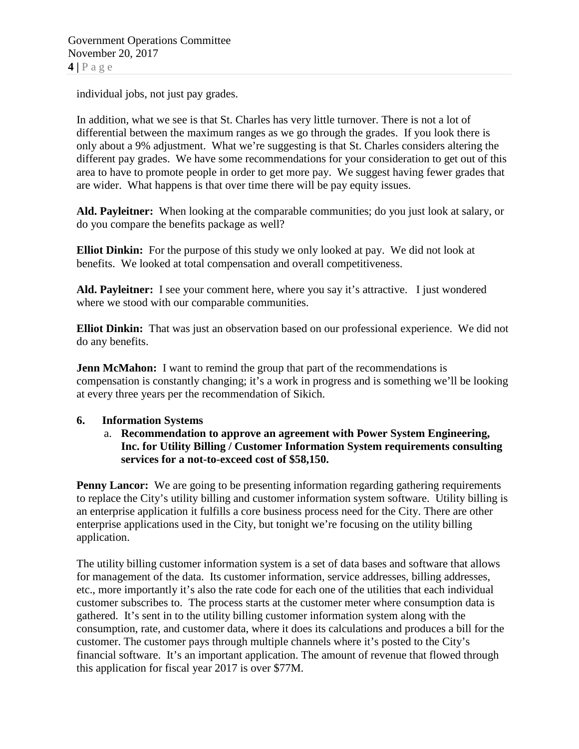individual jobs, not just pay grades.

In addition, what we see is that St. Charles has very little turnover. There is not a lot of differential between the maximum ranges as we go through the grades. If you look there is only about a 9% adjustment. What we're suggesting is that St. Charles considers altering the different pay grades. We have some recommendations for your consideration to get out of this area to have to promote people in order to get more pay. We suggest having fewer grades that are wider. What happens is that over time there will be pay equity issues.

**Ald. Payleitner:** When looking at the comparable communities; do you just look at salary, or do you compare the benefits package as well?

**Elliot Dinkin:** For the purpose of this study we only looked at pay. We did not look at benefits. We looked at total compensation and overall competitiveness.

**Ald. Payleitner:** I see your comment here, where you say it's attractive. I just wondered where we stood with our comparable communities.

**Elliot Dinkin:** That was just an observation based on our professional experience. We did not do any benefits.

**Jenn McMahon:** I want to remind the group that part of the recommendations is compensation is constantly changing; it's a work in progress and is something we'll be looking at every three years per the recommendation of Sikich.

**6. Information Systems**

a. **Recommendation to approve an agreement with Power System Engineering, Inc. for Utility Billing / Customer Information System requirements consulting services for a not-to-exceed cost of $58,150.**

**Penny Lancor:** We are going to be presenting information regarding gathering requirements to replace the City's utility billing and customer information system software. Utility billing is an enterprise application it fulfills a core business process need for the City. There are other enterprise applications used in the City, but tonight we're focusing on the utility billing application.

The utility billing customer information system is a set of data bases and software that allows for management of the data. Its customer information, service addresses, billing addresses, etc., more importantly it's also the rate code for each one of the utilities that each individual customer subscribes to. The process starts at the customer meter where consumption data is gathered. It's sent in to the utility billing customer information system along with the consumption, rate, and customer data, where it does its calculations and produces a bill for the customer. The customer pays through multiple channels where it's posted to the City's financial software. It's an important application. The amount of revenue that flowed through this application for fiscal year 2017 is over $77M.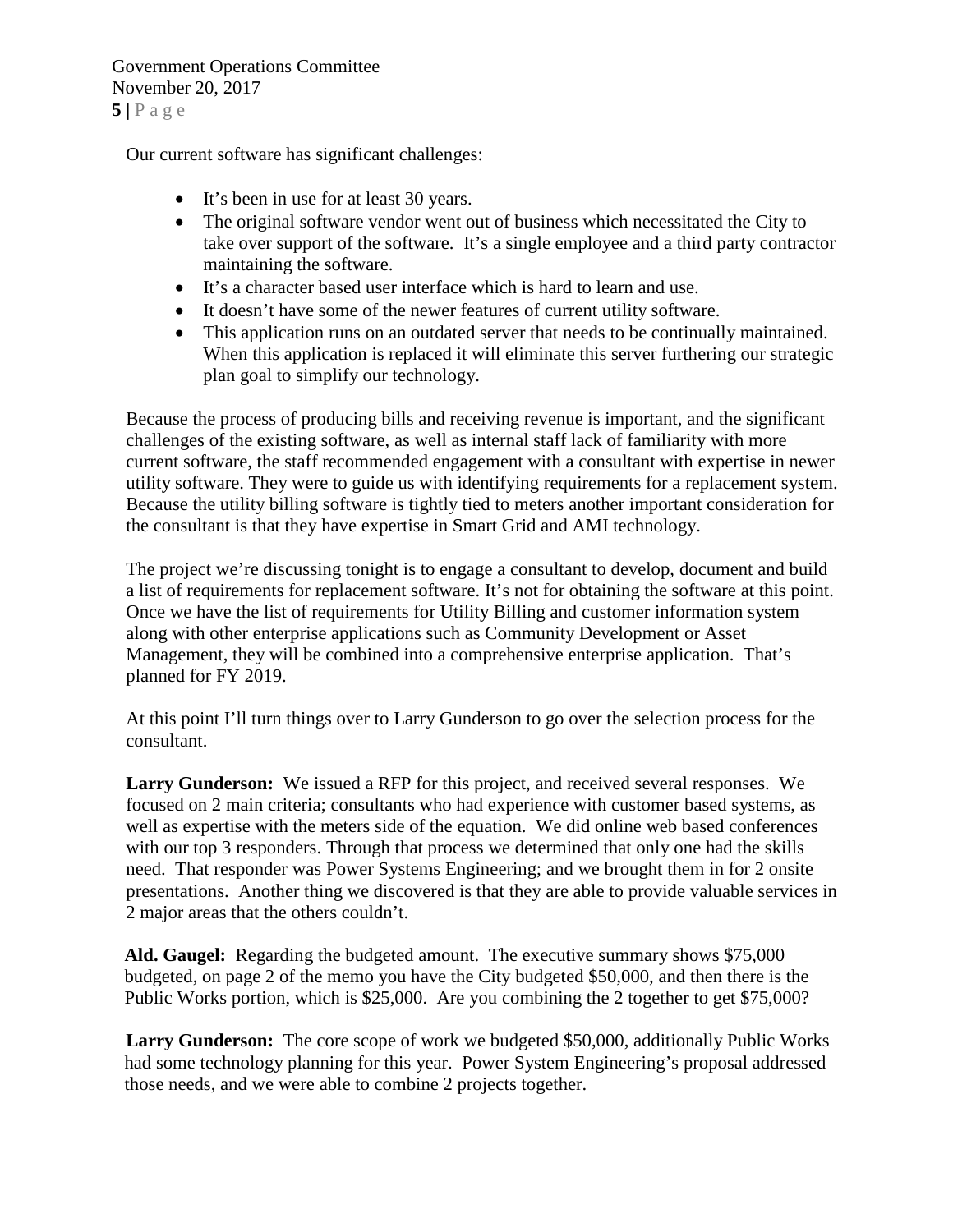Our current software has significant challenges:

- It's been in use for at least 30 years.
- The original software vendor went out of business which necessitated the City to take over support of the software. It's a single employee and a third party contractor maintaining the software.
- It's a character based user interface which is hard to learn and use.
- It doesn't have some of the newer features of current utility software.
- This application runs on an outdated server that needs to be continually maintained. When this application is replaced it will eliminate this server furthering our strategic plan goal to simplify our technology.

Because the process of producing bills and receiving revenue is important, and the significant challenges of the existing software, as well as internal staff lack of familiarity with more current software, the staff recommended engagement with a consultant with expertise in newer utility software. They were to guide us with identifying requirements for a replacement system. Because the utility billing software is tightly tied to meters another important consideration for the consultant is that they have expertise in Smart Grid and AMI technology.

The project we're discussing tonight is to engage a consultant to develop, document and build a list of requirements for replacement software. It's not for obtaining the software at this point. Once we have the list of requirements for Utility Billing and customer information system along with other enterprise applications such as Community Development or Asset Management, they will be combined into a comprehensive enterprise application. That's planned for FY 2019.

At this point I'll turn things over to Larry Gunderson to go over the selection process for the consultant.

**Larry Gunderson:** We issued a RFP for this project, and received several responses. We focused on 2 main criteria; consultants who had experience with customer based systems, as well as expertise with the meters side of the equation. We did online web based conferences with our top 3 responders. Through that process we determined that only one had the skills need. That responder was Power Systems Engineering; and we brought them in for 2 onsite presentations. Another thing we discovered is that they are able to provide valuable services in 2 major areas that the others couldn't.

**Ald. Gaugel:** Regarding the budgeted amount. The executive summary shows $75,000 budgeted, on page 2 of the memo you have the City budgeted $50,000, and then there is the Public Works portion, which is $25,000. Are you combining the 2 together to get $75,000?

**Larry Gunderson:** The core scope of work we budgeted $50,000, additionally Public Works had some technology planning for this year. Power System Engineering's proposal addressed those needs, and we were able to combine 2 projects together.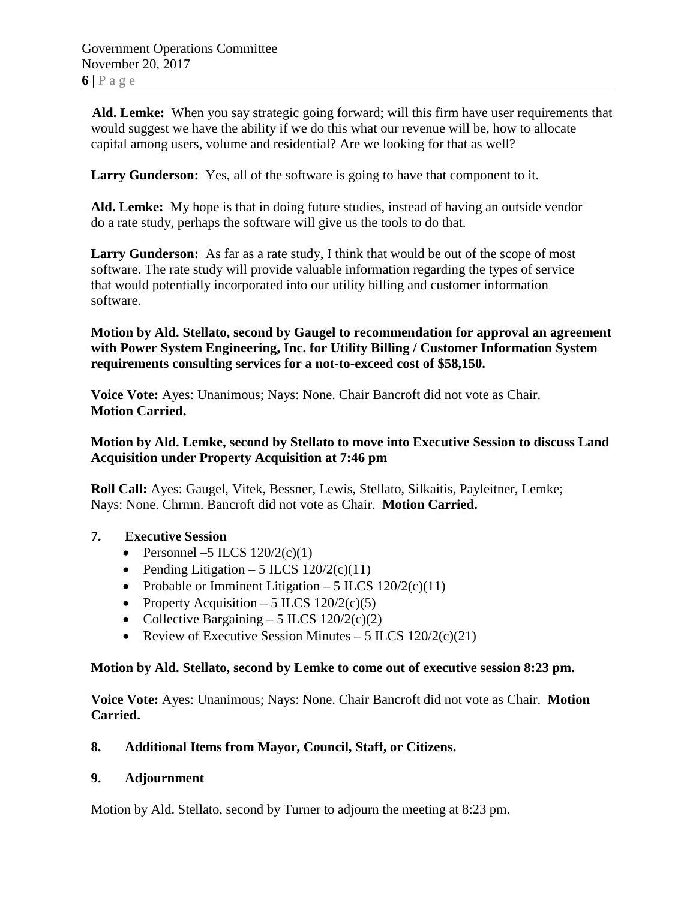**Ald. Lemke:** When you say strategic going forward; will this firm have user requirements that would suggest we have the ability if we do this what our revenue will be, how to allocate capital among users, volume and residential? Are we looking for that as well?

**Larry Gunderson:** Yes, all of the software is going to have that component to it.

**Ald. Lemke:** My hope is that in doing future studies, instead of having an outside vendor do a rate study, perhaps the software will give us the tools to do that.

**Larry Gunderson:** As far as a rate study, I think that would be out of the scope of most software. The rate study will provide valuable information regarding the types of service that would potentially incorporated into our utility billing and customer information software.

**Motion by Ald. Stellato, second by Gaugel to recommendation for approval an agreement with Power System Engineering, Inc. for Utility Billing / Customer Information System requirements consulting services for a not-to-exceed cost of $58,150.**

**Voice Vote:** Ayes: Unanimous; Nays: None. Chair Bancroft did not vote as Chair. **Motion Carried.**

**Motion by Ald. Lemke, second by Stellato to move into Executive Session to discuss Land Acquisition under Property Acquisition at 7:46 pm**

**Roll Call:** Ayes: Gaugel, Vitek, Bessner, Lewis, Stellato, Silkaitis, Payleitner, Lemke; Nays: None. Chrmn. Bancroft did not vote as Chair. **Motion Carried.**

## 7. Executive Session

- Personnel –5 ILCS 120/2(c)(1)
- Pending Litigation – 5 ILCS 120/2(c)(11)
- Probable or Imminent Litigation – 5 ILCS 120/2(c)(11)
- Property Acquisition – 5 ILCS 120/2(c)(5)
- Collective Bargaining – 5 ILCS 120/2(c)(2)
- Review of Executive Session Minutes – 5 ILCS 120/2(c)(21)

**Motion by Ald. Stellato, second by Lemke to come out of executive session 8:23 pm.**

**Voice Vote:** Ayes: Unanimous; Nays: None. Chair Bancroft did not vote as Chair. **Motion Carried.**

## 8. Additional Items from Mayor, Council, Staff, or Citizens.

## 9. Adjournment

Motion by Ald. Stellato, second by Turner to adjourn the meeting at 8:23 pm.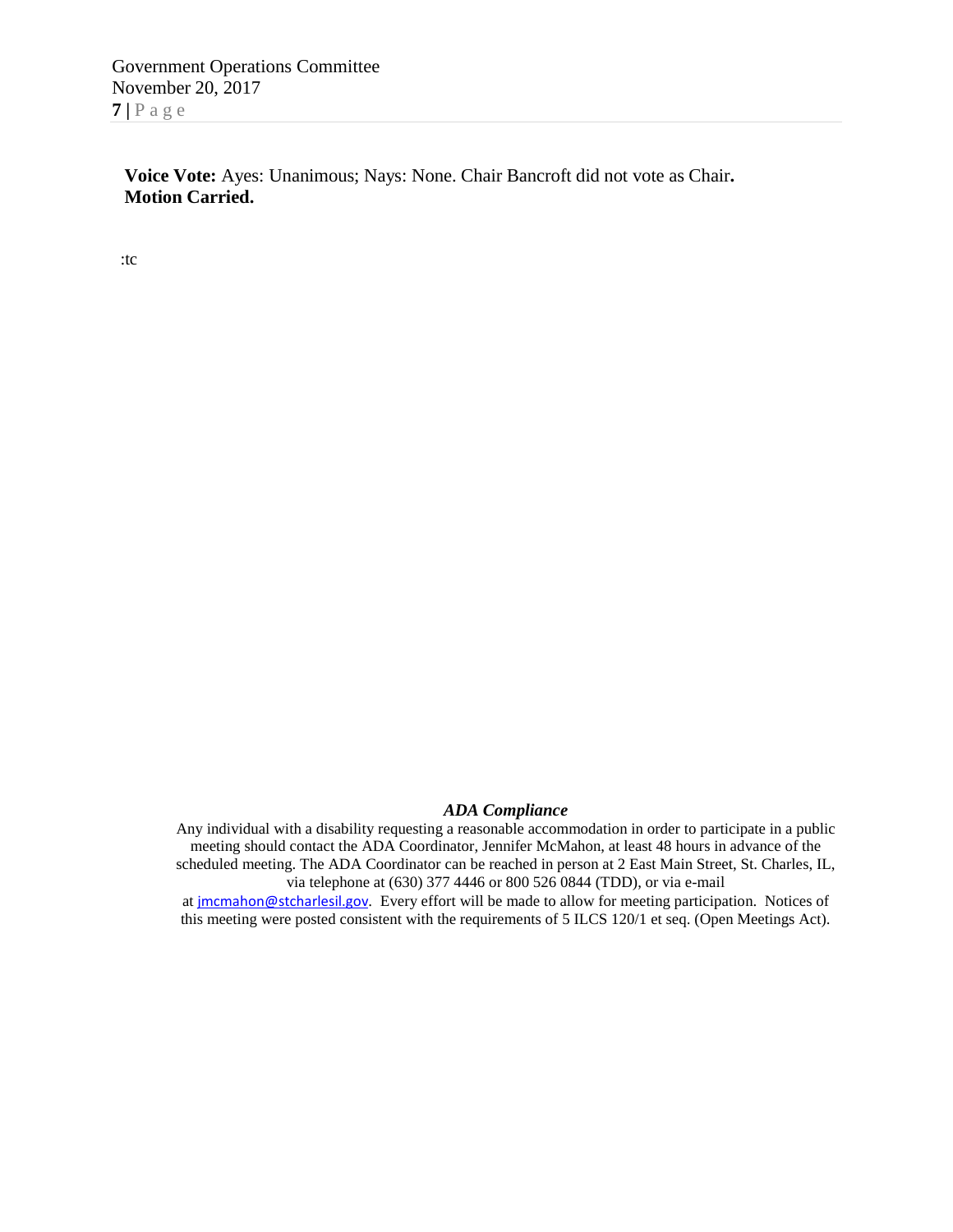**Voice Vote:** Ayes: Unanimous; Nays: None. Chair Bancroft did not vote as Chair**.**
**Motion Carried.**

:tc

***ADA Compliance***

Any individual with a disability requesting a reasonable accommodation in order to participate in a public meeting should contact the ADA Coordinator, Jennifer McMahon, at least 48 hours in advance of the scheduled meeting. The ADA Coordinator can be reached in person at 2 East Main Street, St. Charles, IL, via telephone at (630) 377 4446 or 800 526 0844 (TDD), or via e-mail at jmcmahon@stcharlesil.gov. Every effort will be made to allow for meeting participation. Notices of this meeting were posted consistent with the requirements of 5 ILCS 120/1 et seq. (Open Meetings Act).